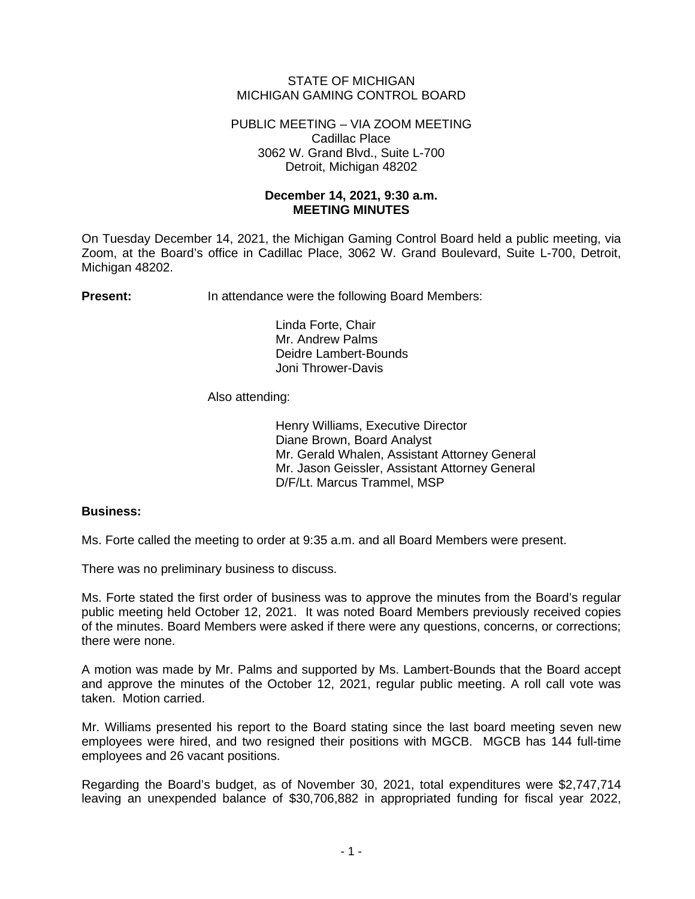STATE OF MICHIGAN
MICHIGAN GAMING CONTROL BOARD

PUBLIC MEETING – VIA ZOOM MEETING
Cadillac Place
3062 W. Grand Blvd., Suite L-700
Detroit, Michigan 48202

**December 14, 2021, 9:30 a.m.**
**MEETING MINUTES**

On Tuesday December 14, 2021, the Michigan Gaming Control Board held a public meeting, via Zoom, at the Board's office in Cadillac Place, 3062 W. Grand Boulevard, Suite L-700, Detroit, Michigan 48202.

**Present:** In attendance were the following Board Members:

Linda Forte, Chair
Mr. Andrew Palms
Deidre Lambert-Bounds
Joni Thrower-Davis

Also attending:

Henry Williams, Executive Director
Diane Brown, Board Analyst
Mr. Gerald Whalen, Assistant Attorney General
Mr. Jason Geissler, Assistant Attorney General
D/F/Lt. Marcus Trammel, MSP

**Business:**

Ms. Forte called the meeting to order at 9:35 a.m. and all Board Members were present.

There was no preliminary business to discuss.

Ms. Forte stated the first order of business was to approve the minutes from the Board's regular public meeting held October 12, 2021. It was noted Board Members previously received copies of the minutes. Board Members were asked if there were any questions, concerns, or corrections; there were none.

A motion was made by Mr. Palms and supported by Ms. Lambert-Bounds that the Board accept and approve the minutes of the October 12, 2021, regular public meeting. A roll call vote was taken. Motion carried.

Mr. Williams presented his report to the Board stating since the last board meeting seven new employees were hired, and two resigned their positions with MGCB. MGCB has 144 full-time employees and 26 vacant positions.

Regarding the Board's budget, as of November 30, 2021, total expenditures were $2,747,714 leaving an unexpended balance of $30,706,882 in appropriated funding for fiscal year 2022,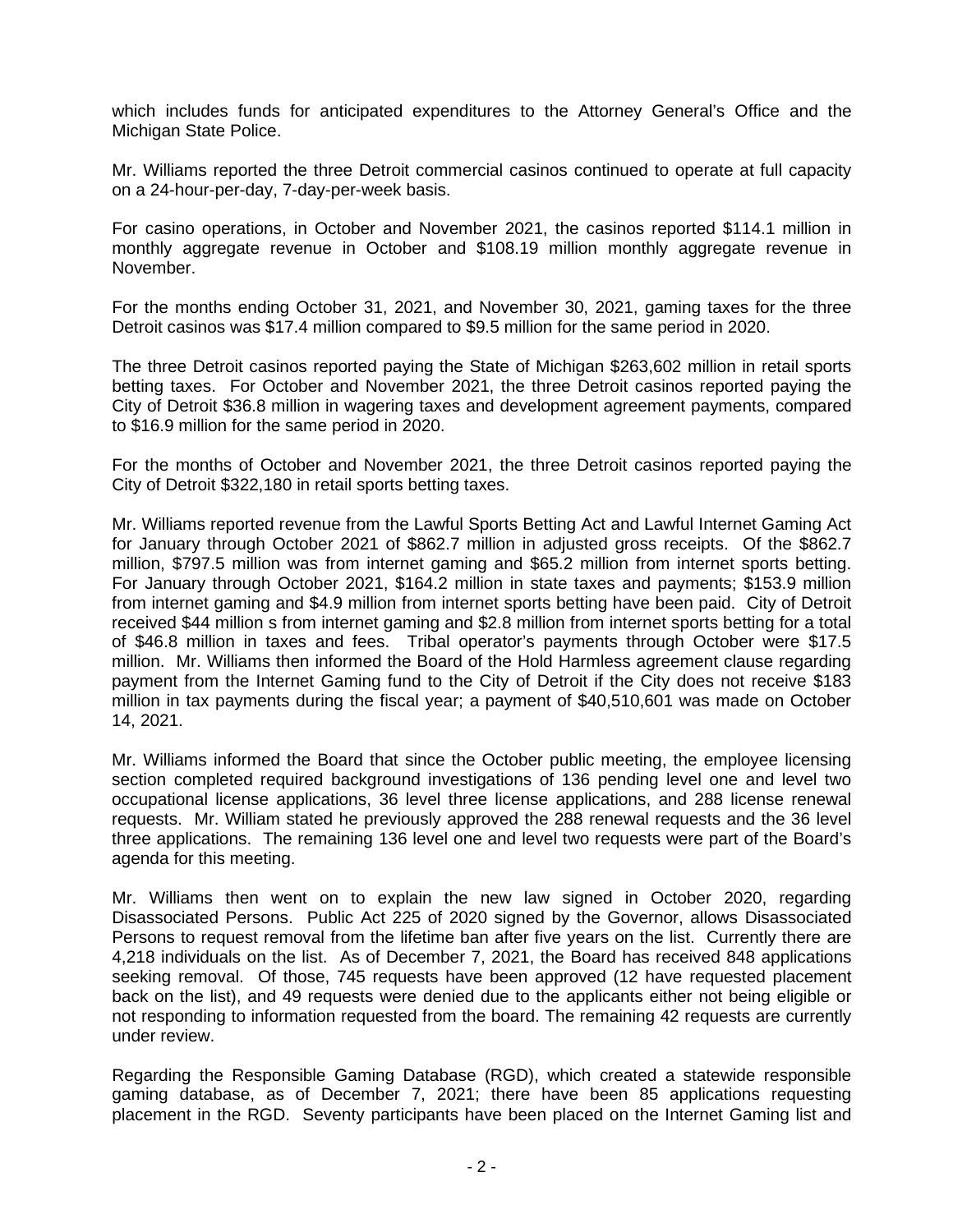which includes funds for anticipated expenditures to the Attorney General's Office and the Michigan State Police.

Mr. Williams reported the three Detroit commercial casinos continued to operate at full capacity on a 24-hour-per-day, 7-day-per-week basis.

For casino operations, in October and November 2021, the casinos reported $114.1 million in monthly aggregate revenue in October and $108.19 million monthly aggregate revenue in November.

For the months ending October 31, 2021, and November 30, 2021, gaming taxes for the three Detroit casinos was $17.4 million compared to $9.5 million for the same period in 2020.

The three Detroit casinos reported paying the State of Michigan $263,602 million in retail sports betting taxes. For October and November 2021, the three Detroit casinos reported paying the City of Detroit $36.8 million in wagering taxes and development agreement payments, compared to $16.9 million for the same period in 2020.

For the months of October and November 2021, the three Detroit casinos reported paying the City of Detroit $322,180 in retail sports betting taxes.

Mr. Williams reported revenue from the Lawful Sports Betting Act and Lawful Internet Gaming Act for January through October 2021 of $862.7 million in adjusted gross receipts. Of the $862.7 million, $797.5 million was from internet gaming and $65.2 million from internet sports betting. For January through October 2021, $164.2 million in state taxes and payments; $153.9 million from internet gaming and $4.9 million from internet sports betting have been paid. City of Detroit received $44 million s from internet gaming and $2.8 million from internet sports betting for a total of $46.8 million in taxes and fees. Tribal operator's payments through October were $17.5 million. Mr. Williams then informed the Board of the Hold Harmless agreement clause regarding payment from the Internet Gaming fund to the City of Detroit if the City does not receive $183 million in tax payments during the fiscal year; a payment of $40,510,601 was made on October 14, 2021.

Mr. Williams informed the Board that since the October public meeting, the employee licensing section completed required background investigations of 136 pending level one and level two occupational license applications, 36 level three license applications, and 288 license renewal requests. Mr. William stated he previously approved the 288 renewal requests and the 36 level three applications. The remaining 136 level one and level two requests were part of the Board's agenda for this meeting.

Mr. Williams then went on to explain the new law signed in October 2020, regarding Disassociated Persons. Public Act 225 of 2020 signed by the Governor, allows Disassociated Persons to request removal from the lifetime ban after five years on the list. Currently there are 4,218 individuals on the list. As of December 7, 2021, the Board has received 848 applications seeking removal. Of those, 745 requests have been approved (12 have requested placement back on the list), and 49 requests were denied due to the applicants either not being eligible or not responding to information requested from the board. The remaining 42 requests are currently under review.

Regarding the Responsible Gaming Database (RGD), which created a statewide responsible gaming database, as of December 7, 2021; there have been 85 applications requesting placement in the RGD. Seventy participants have been placed on the Internet Gaming list and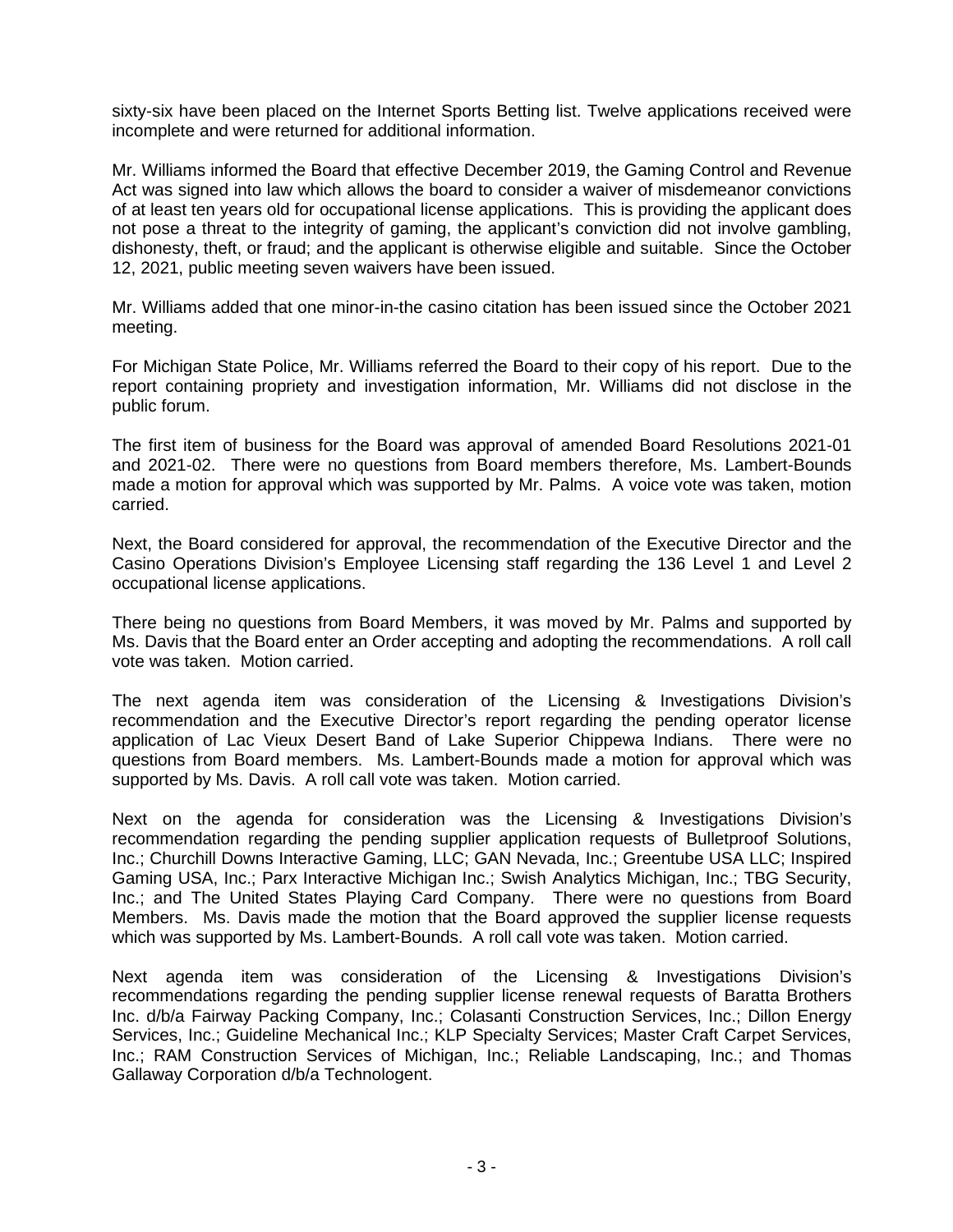sixty-six have been placed on the Internet Sports Betting list. Twelve applications received were incomplete and were returned for additional information.

Mr. Williams informed the Board that effective December 2019, the Gaming Control and Revenue Act was signed into law which allows the board to consider a waiver of misdemeanor convictions of at least ten years old for occupational license applications. This is providing the applicant does not pose a threat to the integrity of gaming, the applicant's conviction did not involve gambling, dishonesty, theft, or fraud; and the applicant is otherwise eligible and suitable. Since the October 12, 2021, public meeting seven waivers have been issued.

Mr. Williams added that one minor-in-the casino citation has been issued since the October 2021 meeting.

For Michigan State Police, Mr. Williams referred the Board to their copy of his report. Due to the report containing propriety and investigation information, Mr. Williams did not disclose in the public forum.

The first item of business for the Board was approval of amended Board Resolutions 2021-01 and 2021-02. There were no questions from Board members therefore, Ms. Lambert-Bounds made a motion for approval which was supported by Mr. Palms. A voice vote was taken, motion carried.

Next, the Board considered for approval, the recommendation of the Executive Director and the Casino Operations Division's Employee Licensing staff regarding the 136 Level 1 and Level 2 occupational license applications.

There being no questions from Board Members, it was moved by Mr. Palms and supported by Ms. Davis that the Board enter an Order accepting and adopting the recommendations. A roll call vote was taken. Motion carried.

The next agenda item was consideration of the Licensing & Investigations Division's recommendation and the Executive Director's report regarding the pending operator license application of Lac Vieux Desert Band of Lake Superior Chippewa Indians. There were no questions from Board members. Ms. Lambert-Bounds made a motion for approval which was supported by Ms. Davis. A roll call vote was taken. Motion carried.

Next on the agenda for consideration was the Licensing & Investigations Division's recommendation regarding the pending supplier application requests of Bulletproof Solutions, Inc.; Churchill Downs Interactive Gaming, LLC; GAN Nevada, Inc.; Greentube USA LLC; Inspired Gaming USA, Inc.; Parx Interactive Michigan Inc.; Swish Analytics Michigan, Inc.; TBG Security, Inc.; and The United States Playing Card Company. There were no questions from Board Members. Ms. Davis made the motion that the Board approved the supplier license requests which was supported by Ms. Lambert-Bounds. A roll call vote was taken. Motion carried.

Next agenda item was consideration of the Licensing & Investigations Division's recommendations regarding the pending supplier license renewal requests of Baratta Brothers Inc. d/b/a Fairway Packing Company, Inc.; Colasanti Construction Services, Inc.; Dillon Energy Services, Inc.; Guideline Mechanical Inc.; KLP Specialty Services; Master Craft Carpet Services, Inc.; RAM Construction Services of Michigan, Inc.; Reliable Landscaping, Inc.; and Thomas Gallaway Corporation d/b/a Technologent.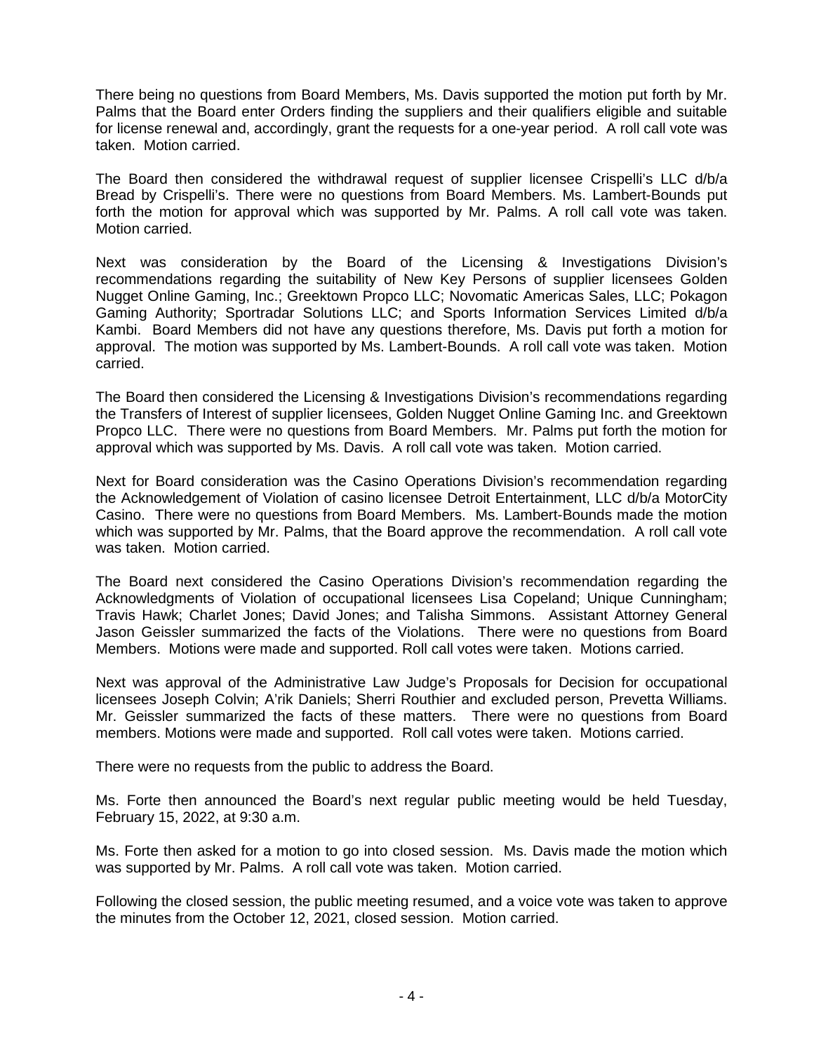There being no questions from Board Members, Ms. Davis supported the motion put forth by Mr. Palms that the Board enter Orders finding the suppliers and their qualifiers eligible and suitable for license renewal and, accordingly, grant the requests for a one-year period. A roll call vote was taken. Motion carried.

The Board then considered the withdrawal request of supplier licensee Crispelli's LLC d/b/a Bread by Crispelli's. There were no questions from Board Members. Ms. Lambert-Bounds put forth the motion for approval which was supported by Mr. Palms. A roll call vote was taken. Motion carried.

Next was consideration by the Board of the Licensing & Investigations Division's recommendations regarding the suitability of New Key Persons of supplier licensees Golden Nugget Online Gaming, Inc.; Greektown Propco LLC; Novomatic Americas Sales, LLC; Pokagon Gaming Authority; Sportradar Solutions LLC; and Sports Information Services Limited d/b/a Kambi. Board Members did not have any questions therefore, Ms. Davis put forth a motion for approval. The motion was supported by Ms. Lambert-Bounds. A roll call vote was taken. Motion carried.

The Board then considered the Licensing & Investigations Division's recommendations regarding the Transfers of Interest of supplier licensees, Golden Nugget Online Gaming Inc. and Greektown Propco LLC. There were no questions from Board Members. Mr. Palms put forth the motion for approval which was supported by Ms. Davis. A roll call vote was taken. Motion carried.

Next for Board consideration was the Casino Operations Division's recommendation regarding the Acknowledgement of Violation of casino licensee Detroit Entertainment, LLC d/b/a MotorCity Casino. There were no questions from Board Members. Ms. Lambert-Bounds made the motion which was supported by Mr. Palms, that the Board approve the recommendation. A roll call vote was taken. Motion carried.

The Board next considered the Casino Operations Division's recommendation regarding the Acknowledgments of Violation of occupational licensees Lisa Copeland; Unique Cunningham; Travis Hawk; Charlet Jones; David Jones; and Talisha Simmons. Assistant Attorney General Jason Geissler summarized the facts of the Violations. There were no questions from Board Members. Motions were made and supported. Roll call votes were taken. Motions carried.

Next was approval of the Administrative Law Judge's Proposals for Decision for occupational licensees Joseph Colvin; A'rik Daniels; Sherri Routhier and excluded person, Prevetta Williams. Mr. Geissler summarized the facts of these matters. There were no questions from Board members. Motions were made and supported. Roll call votes were taken. Motions carried.

There were no requests from the public to address the Board.

Ms. Forte then announced the Board's next regular public meeting would be held Tuesday, February 15, 2022, at 9:30 a.m.

Ms. Forte then asked for a motion to go into closed session. Ms. Davis made the motion which was supported by Mr. Palms. A roll call vote was taken. Motion carried.

Following the closed session, the public meeting resumed, and a voice vote was taken to approve the minutes from the October 12, 2021, closed session. Motion carried.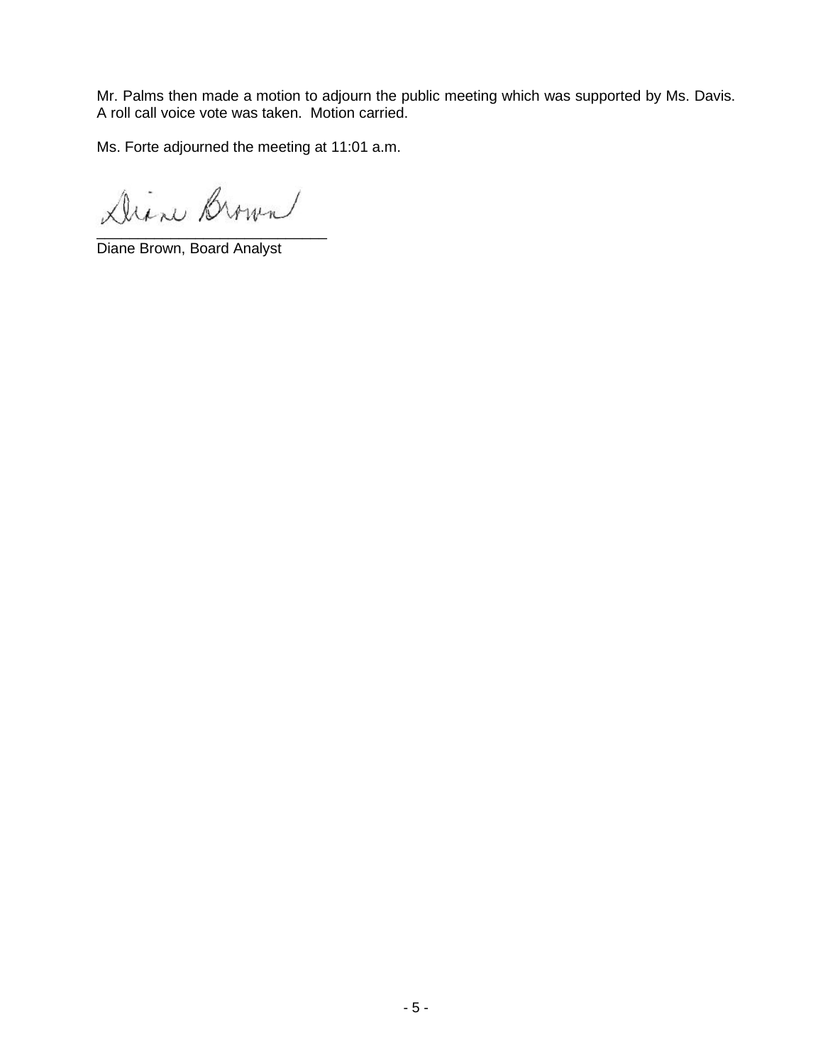Mr. Palms then made a motion to adjourn the public meeting which was supported by Ms. Davis. A roll call voice vote was taken. Motion carried.

Ms. Forte adjourned the meeting at 11:01 a.m.

Diane Brown

____________________________
Diane Brown, Board Analyst